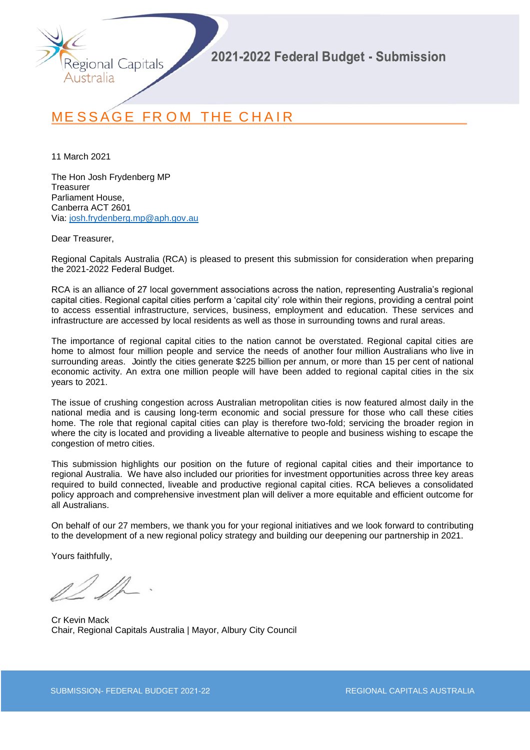Regional Capitals Australia

## 2021-2022 Federal Budget - Submission

# MESSAGE FROM THE CHAIR

11 March 2021

The Hon Josh Frydenberg MP
Treasurer
Parliament House,
Canberra ACT 2601
Via: josh.frydenberg.mp@aph.gov.au

Dear Treasurer,

Regional Capitals Australia (RCA) is pleased to present this submission for consideration when preparing the 2021-2022 Federal Budget.

RCA is an alliance of 27 local government associations across the nation, representing Australia's regional capital cities. Regional capital cities perform a 'capital city' role within their regions, providing a central point to access essential infrastructure, services, business, employment and education. These services and infrastructure are accessed by local residents as well as those in surrounding towns and rural areas.

The importance of regional capital cities to the nation cannot be overstated. Regional capital cities are home to almost four million people and service the needs of another four million Australians who live in surrounding areas. Jointly the cities generate $225 billion per annum, or more than 15 per cent of national economic activity. An extra one million people will have been added to regional capital cities in the six years to 2021.

The issue of crushing congestion across Australian metropolitan cities is now featured almost daily in the national media and is causing long-term economic and social pressure for those who call these cities home. The role that regional capital cities can play is therefore two-fold; servicing the broader region in where the city is located and providing a liveable alternative to people and business wishing to escape the congestion of metro cities.

This submission highlights our position on the future of regional capital cities and their importance to regional Australia. We have also included our priorities for investment opportunities across three key areas required to build connected, liveable and productive regional capital cities. RCA believes a consolidated policy approach and comprehensive investment plan will deliver a more equitable and efficient outcome for all Australians.

On behalf of our 27 members, we thank you for your regional initiatives and we look forward to contributing to the development of a new regional policy strategy and building our deepening our partnership in 2021.

Yours faithfully,

Cr Kevin Mack
Chair, Regional Capitals Australia | Mayor, Albury City Council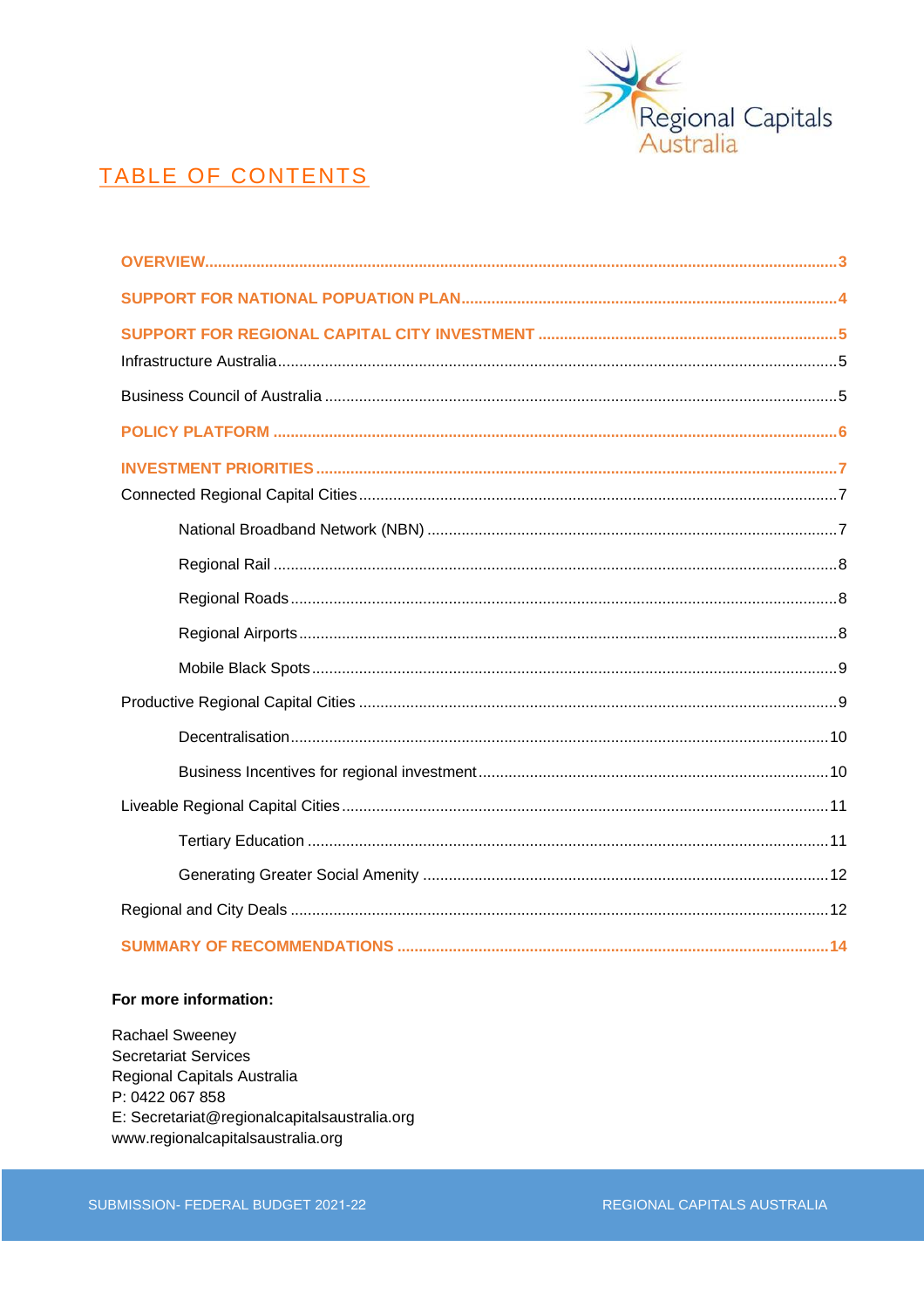# TABLE OF CONTENTS

**OVERVIEW** ........ 3

**SUPPORT FOR NATIONAL POPUATION PLAN** ........ 4

**SUPPORT FOR REGIONAL CAPITAL CITY INVESTMENT** ........ 5

Infrastructure Australia ........ 5

Business Council of Australia ........ 5

**POLICY PLATFORM** ........ 6

**INVESTMENT PRIORITIES** ........ 7

Connected Regional Capital Cities ........ 7

- National Broadband Network (NBN) ........ 7
- Regional Rail ........ 8
- Regional Roads ........ 8
- Regional Airports ........ 8
- Mobile Black Spots ........ 9

Productive Regional Capital Cities ........ 9

- Decentralisation ........ 10
- Business Incentives for regional investment ........ 10

Liveable Regional Capital Cities ........ 11

- Tertiary Education ........ 11
- Generating Greater Social Amenity ........ 12

Regional and City Deals ........ 12

**SUMMARY OF RECOMMENDATIONS** ........ 14

**For more information:**

Rachael Sweeney
Secretariat Services
Regional Capitals Australia
P: 0422 067 858
E: Secretariat@regionalcapitalsaustralia.org
www.regionalcapitalsaustralia.org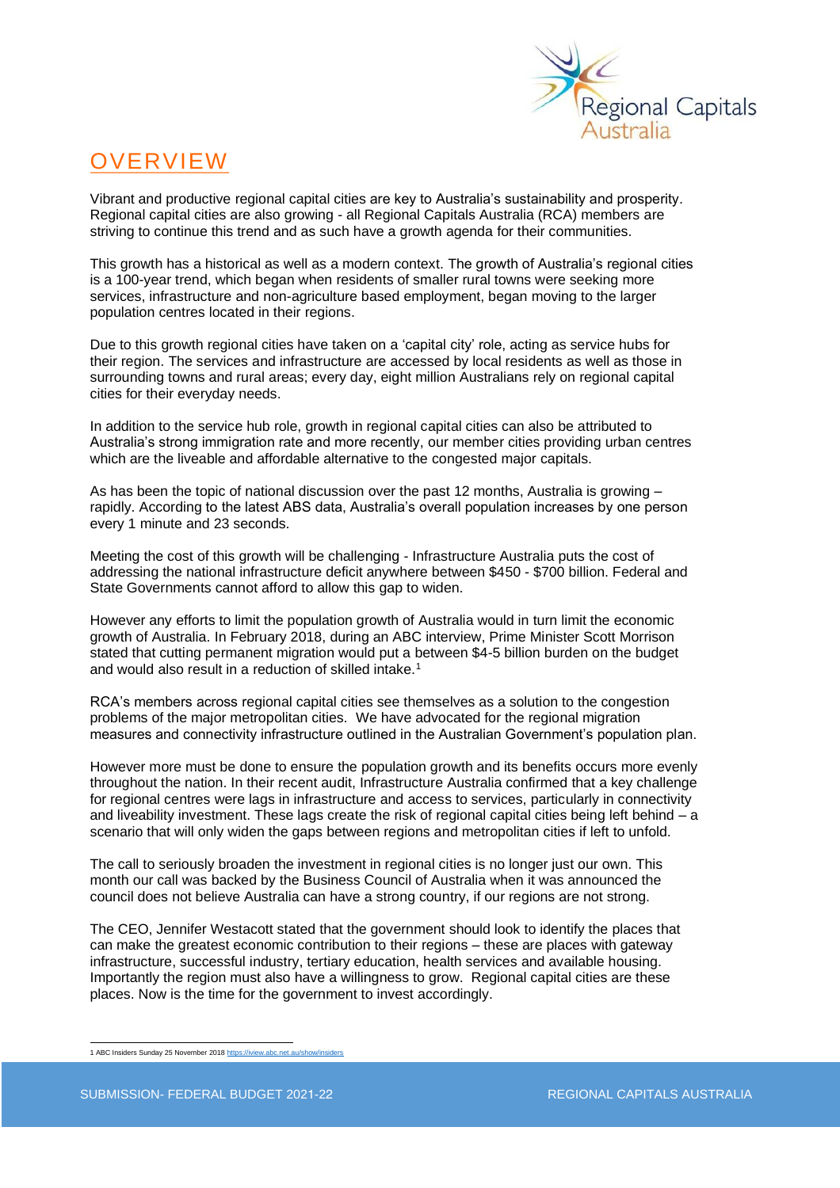# OVERVIEW

Vibrant and productive regional capital cities are key to Australia's sustainability and prosperity. Regional capital cities are also growing - all Regional Capitals Australia (RCA) members are striving to continue this trend and as such have a growth agenda for their communities.

This growth has a historical as well as a modern context. The growth of Australia's regional cities is a 100-year trend, which began when residents of smaller rural towns were seeking more services, infrastructure and non-agriculture based employment, began moving to the larger population centres located in their regions.

Due to this growth regional cities have taken on a 'capital city' role, acting as service hubs for their region. The services and infrastructure are accessed by local residents as well as those in surrounding towns and rural areas; every day, eight million Australians rely on regional capital cities for their everyday needs.

In addition to the service hub role, growth in regional capital cities can also be attributed to Australia's strong immigration rate and more recently, our member cities providing urban centres which are the liveable and affordable alternative to the congested major capitals.

As has been the topic of national discussion over the past 12 months, Australia is growing – rapidly. According to the latest ABS data, Australia's overall population increases by one person every 1 minute and 23 seconds.

Meeting the cost of this growth will be challenging - Infrastructure Australia puts the cost of addressing the national infrastructure deficit anywhere between $450 - $700 billion. Federal and State Governments cannot afford to allow this gap to widen.

However any efforts to limit the population growth of Australia would in turn limit the economic growth of Australia. In February 2018, during an ABC interview, Prime Minister Scott Morrison stated that cutting permanent migration would put a between $4-5 billion burden on the budget and would also result in a reduction of skilled intake.[1]

RCA's members across regional capital cities see themselves as a solution to the congestion problems of the major metropolitan cities. We have advocated for the regional migration measures and connectivity infrastructure outlined in the Australian Government's population plan.

However more must be done to ensure the population growth and its benefits occurs more evenly throughout the nation. In their recent audit, Infrastructure Australia confirmed that a key challenge for regional centres were lags in infrastructure and access to services, particularly in connectivity and liveability investment. These lags create the risk of regional capital cities being left behind – a scenario that will only widen the gaps between regions and metropolitan cities if left to unfold.

The call to seriously broaden the investment in regional cities is no longer just our own. This month our call was backed by the Business Council of Australia when it was announced the council does not believe Australia can have a strong country, if our regions are not strong.

The CEO, Jennifer Westacott stated that the government should look to identify the places that can make the greatest economic contribution to their regions – these are places with gateway infrastructure, successful industry, tertiary education, health services and available housing. Importantly the region must also have a willingness to grow. Regional capital cities are these places. Now is the time for the government to invest accordingly.

---

1 ABC Insiders Sunday 25 November 2018 https://iview.abc.net.au/show/insiders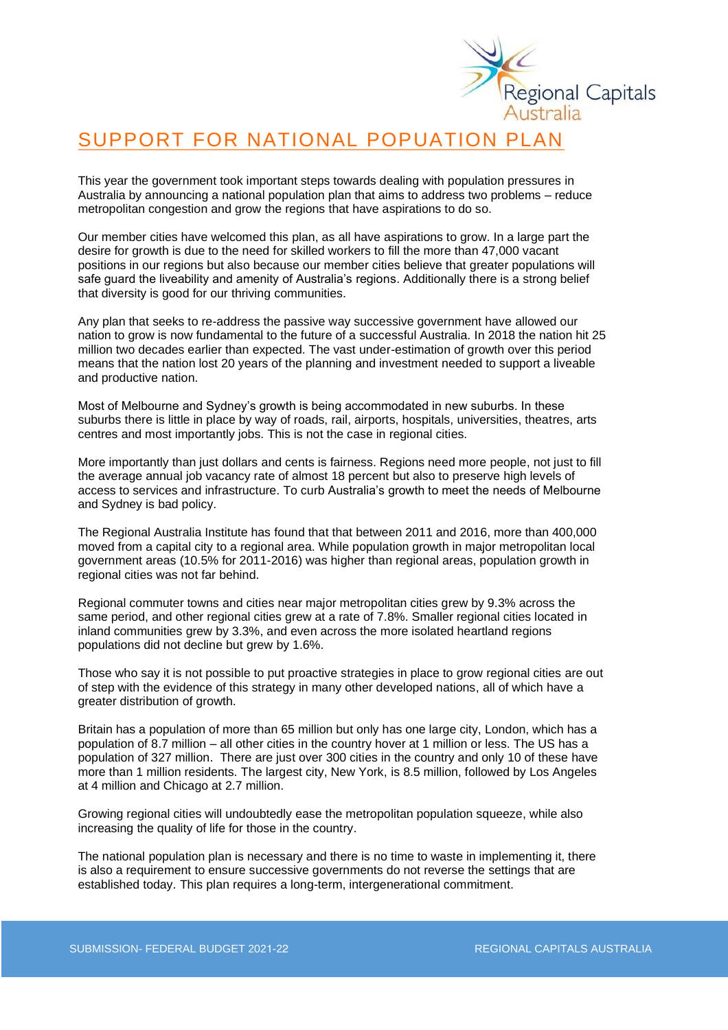# SUPPORT FOR NATIONAL POPUATION PLAN

This year the government took important steps towards dealing with population pressures in Australia by announcing a national population plan that aims to address two problems – reduce metropolitan congestion and grow the regions that have aspirations to do so.

Our member cities have welcomed this plan, as all have aspirations to grow. In a large part the desire for growth is due to the need for skilled workers to fill the more than 47,000 vacant positions in our regions but also because our member cities believe that greater populations will safe guard the liveability and amenity of Australia's regions. Additionally there is a strong belief that diversity is good for our thriving communities.

Any plan that seeks to re-address the passive way successive government have allowed our nation to grow is now fundamental to the future of a successful Australia. In 2018 the nation hit 25 million two decades earlier than expected. The vast under-estimation of growth over this period means that the nation lost 20 years of the planning and investment needed to support a liveable and productive nation.

Most of Melbourne and Sydney's growth is being accommodated in new suburbs. In these suburbs there is little in place by way of roads, rail, airports, hospitals, universities, theatres, arts centres and most importantly jobs. This is not the case in regional cities.

More importantly than just dollars and cents is fairness. Regions need more people, not just to fill the average annual job vacancy rate of almost 18 percent but also to preserve high levels of access to services and infrastructure. To curb Australia's growth to meet the needs of Melbourne and Sydney is bad policy.

The Regional Australia Institute has found that that between 2011 and 2016, more than 400,000 moved from a capital city to a regional area. While population growth in major metropolitan local government areas (10.5% for 2011-2016) was higher than regional areas, population growth in regional cities was not far behind.

Regional commuter towns and cities near major metropolitan cities grew by 9.3% across the same period, and other regional cities grew at a rate of 7.8%. Smaller regional cities located in inland communities grew by 3.3%, and even across the more isolated heartland regions populations did not decline but grew by 1.6%.

Those who say it is not possible to put proactive strategies in place to grow regional cities are out of step with the evidence of this strategy in many other developed nations, all of which have a greater distribution of growth.

Britain has a population of more than 65 million but only has one large city, London, which has a population of 8.7 million – all other cities in the country hover at 1 million or less. The US has a population of 327 million. There are just over 300 cities in the country and only 10 of these have more than 1 million residents. The largest city, New York, is 8.5 million, followed by Los Angeles at 4 million and Chicago at 2.7 million.

Growing regional cities will undoubtedly ease the metropolitan population squeeze, while also increasing the quality of life for those in the country.

The national population plan is necessary and there is no time to waste in implementing it, there is also a requirement to ensure successive governments do not reverse the settings that are established today. This plan requires a long-term, intergenerational commitment.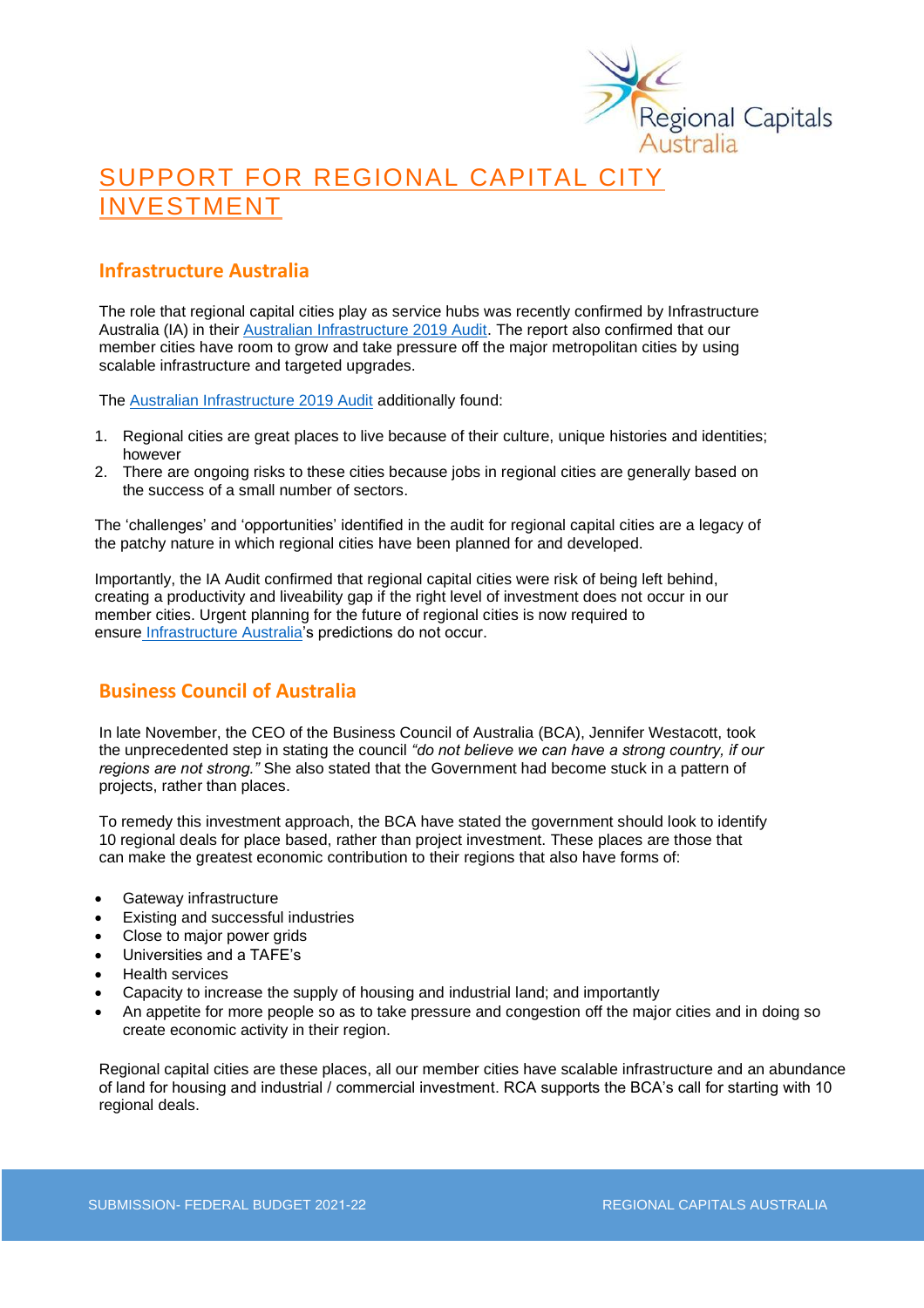# SUPPORT FOR REGIONAL CAPITAL CITY INVESTMENT

## Infrastructure Australia

The role that regional capital cities play as service hubs was recently confirmed by Infrastructure Australia (IA) in their Australian Infrastructure 2019 Audit. The report also confirmed that our member cities have room to grow and take pressure off the major metropolitan cities by using scalable infrastructure and targeted upgrades.

The Australian Infrastructure 2019 Audit additionally found:

1. Regional cities are great places to live because of their culture, unique histories and identities; however
2. There are ongoing risks to these cities because jobs in regional cities are generally based on the success of a small number of sectors.

The 'challenges' and 'opportunities' identified in the audit for regional capital cities are a legacy of the patchy nature in which regional cities have been planned for and developed.

Importantly, the IA Audit confirmed that regional capital cities were risk of being left behind, creating a productivity and liveability gap if the right level of investment does not occur in our member cities. Urgent planning for the future of regional cities is now required to ensure Infrastructure Australia's predictions do not occur.

## Business Council of Australia

In late November, the CEO of the Business Council of Australia (BCA), Jennifer Westacott, took the unprecedented step in stating the council *"do not believe we can have a strong country, if our regions are not strong."* She also stated that the Government had become stuck in a pattern of projects, rather than places.

To remedy this investment approach, the BCA have stated the government should look to identify 10 regional deals for place based, rather than project investment. These places are those that can make the greatest economic contribution to their regions that also have forms of:

- Gateway infrastructure
- Existing and successful industries
- Close to major power grids
- Universities and a TAFE's
- Health services
- Capacity to increase the supply of housing and industrial land; and importantly
- An appetite for more people so as to take pressure and congestion off the major cities and in doing so create economic activity in their region.

Regional capital cities are these places, all our member cities have scalable infrastructure and an abundance of land for housing and industrial / commercial investment. RCA supports the BCA's call for starting with 10 regional deals.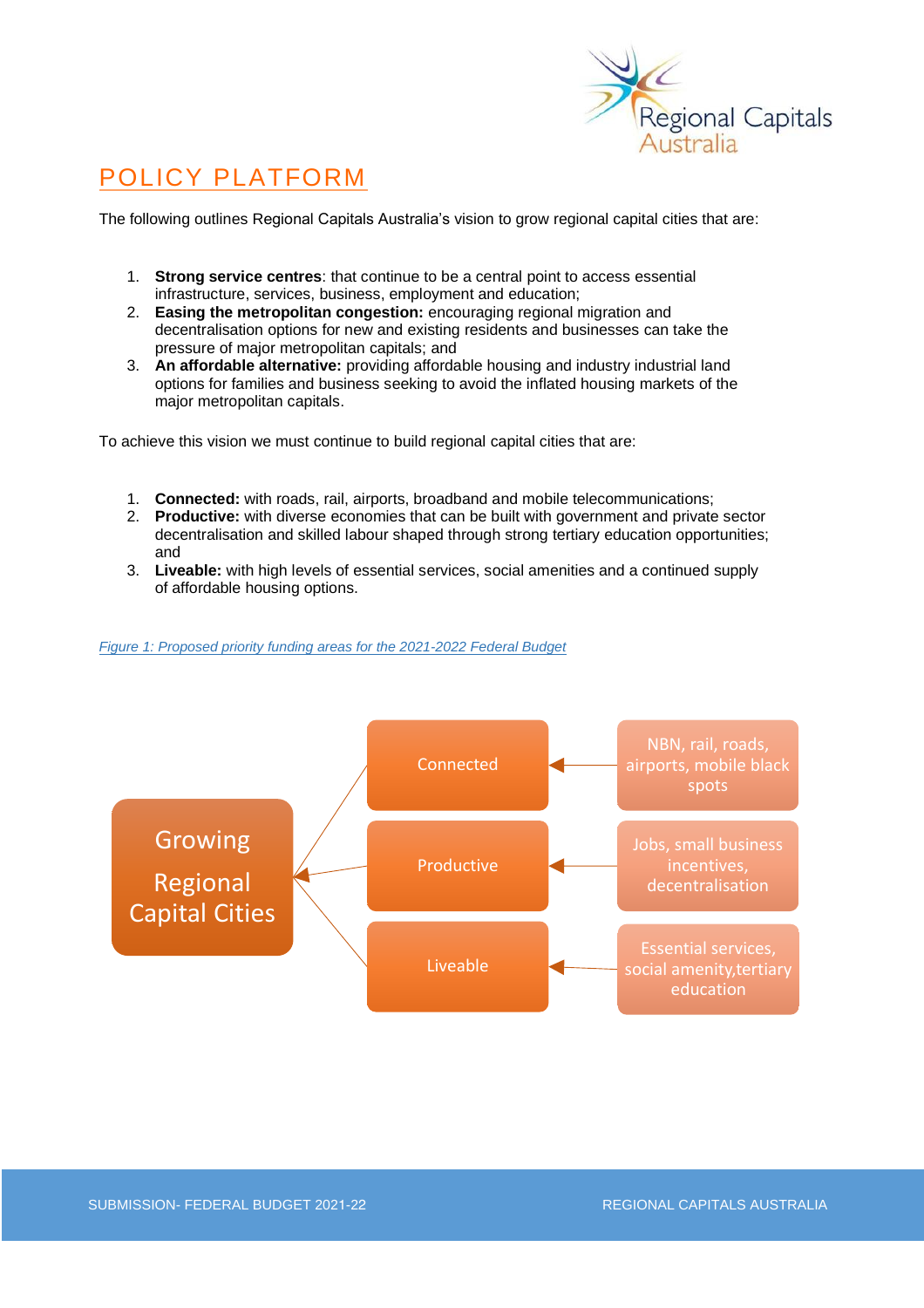# POLICY PLATFORM

The following outlines Regional Capitals Australia's vision to grow regional capital cities that are:

1. **Strong service centres**: that continue to be a central point to access essential infrastructure, services, business, employment and education;
2. **Easing the metropolitan congestion:** encouraging regional migration and decentralisation options for new and existing residents and businesses can take the pressure of major metropolitan capitals; and
3. **An affordable alternative:** providing affordable housing and industry industrial land options for families and business seeking to avoid the inflated housing markets of the major metropolitan capitals.

To achieve this vision we must continue to build regional capital cities that are:

1. **Connected:** with roads, rail, airports, broadband and mobile telecommunications;
2. **Productive:** with diverse economies that can be built with government and private sector decentralisation and skilled labour shaped through strong tertiary education opportunities; and
3. **Liveable:** with high levels of essential services, social amenities and a continued supply of affordable housing options.

*Figure 1: Proposed priority funding areas for the 2021-2022 Federal Budget*

Growing Regional Capital Cities

- Connected ← NBN, rail, roads, airports, mobile black spots
- Productive ← Jobs, small business incentives, decentralisation
- Liveable ← Essential services, social amenity,tertiary education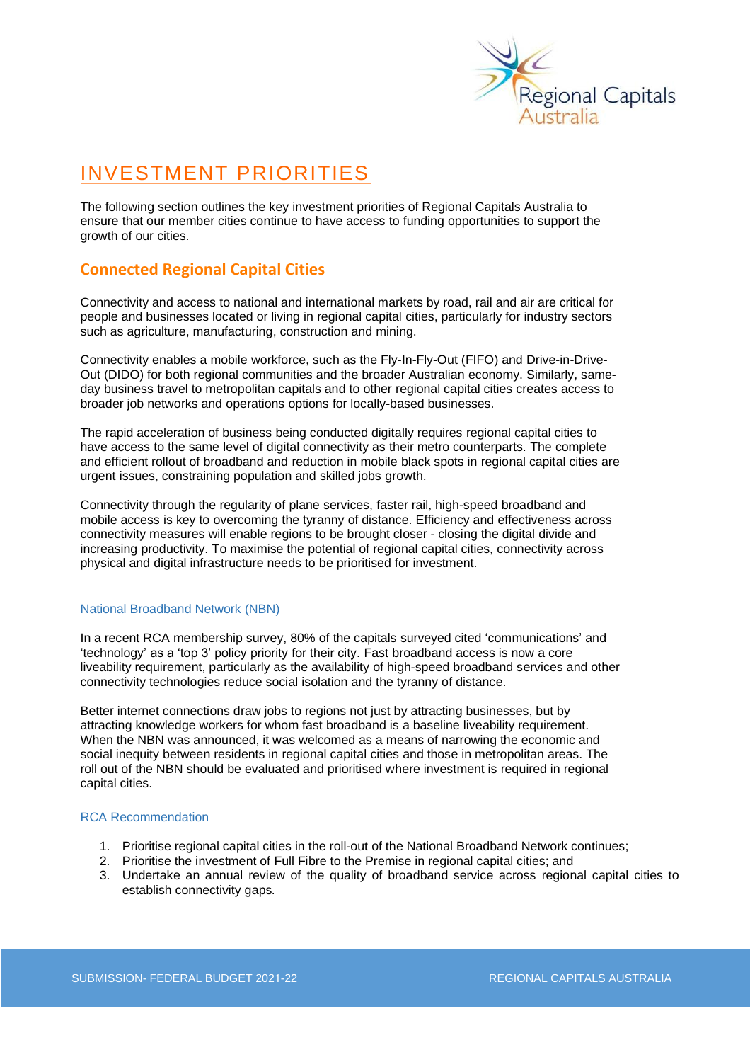# INVESTMENT PRIORITIES

The following section outlines the key investment priorities of Regional Capitals Australia to ensure that our member cities continue to have access to funding opportunities to support the growth of our cities.

## Connected Regional Capital Cities

Connectivity and access to national and international markets by road, rail and air are critical for people and businesses located or living in regional capital cities, particularly for industry sectors such as agriculture, manufacturing, construction and mining.

Connectivity enables a mobile workforce, such as the Fly-In-Fly-Out (FIFO) and Drive-in-Drive-Out (DIDO) for both regional communities and the broader Australian economy. Similarly, same-day business travel to metropolitan capitals and to other regional capital cities creates access to broader job networks and operations options for locally-based businesses.

The rapid acceleration of business being conducted digitally requires regional capital cities to have access to the same level of digital connectivity as their metro counterparts. The complete and efficient rollout of broadband and reduction in mobile black spots in regional capital cities are urgent issues, constraining population and skilled jobs growth.

Connectivity through the regularity of plane services, faster rail, high-speed broadband and mobile access is key to overcoming the tyranny of distance. Efficiency and effectiveness across connectivity measures will enable regions to be brought closer - closing the digital divide and increasing productivity. To maximise the potential of regional capital cities, connectivity across physical and digital infrastructure needs to be prioritised for investment.

### National Broadband Network (NBN)

In a recent RCA membership survey, 80% of the capitals surveyed cited 'communications' and 'technology' as a 'top 3' policy priority for their city. Fast broadband access is now a core liveability requirement, particularly as the availability of high-speed broadband services and other connectivity technologies reduce social isolation and the tyranny of distance.

Better internet connections draw jobs to regions not just by attracting businesses, but by attracting knowledge workers for whom fast broadband is a baseline liveability requirement. When the NBN was announced, it was welcomed as a means of narrowing the economic and social inequity between residents in regional capital cities and those in metropolitan areas. The roll out of the NBN should be evaluated and prioritised where investment is required in regional capital cities.

### RCA Recommendation

1. Prioritise regional capital cities in the roll-out of the National Broadband Network continues;
2. Prioritise the investment of Full Fibre to the Premise in regional capital cities; and
3. Undertake an annual review of the quality of broadband service across regional capital cities to establish connectivity gaps.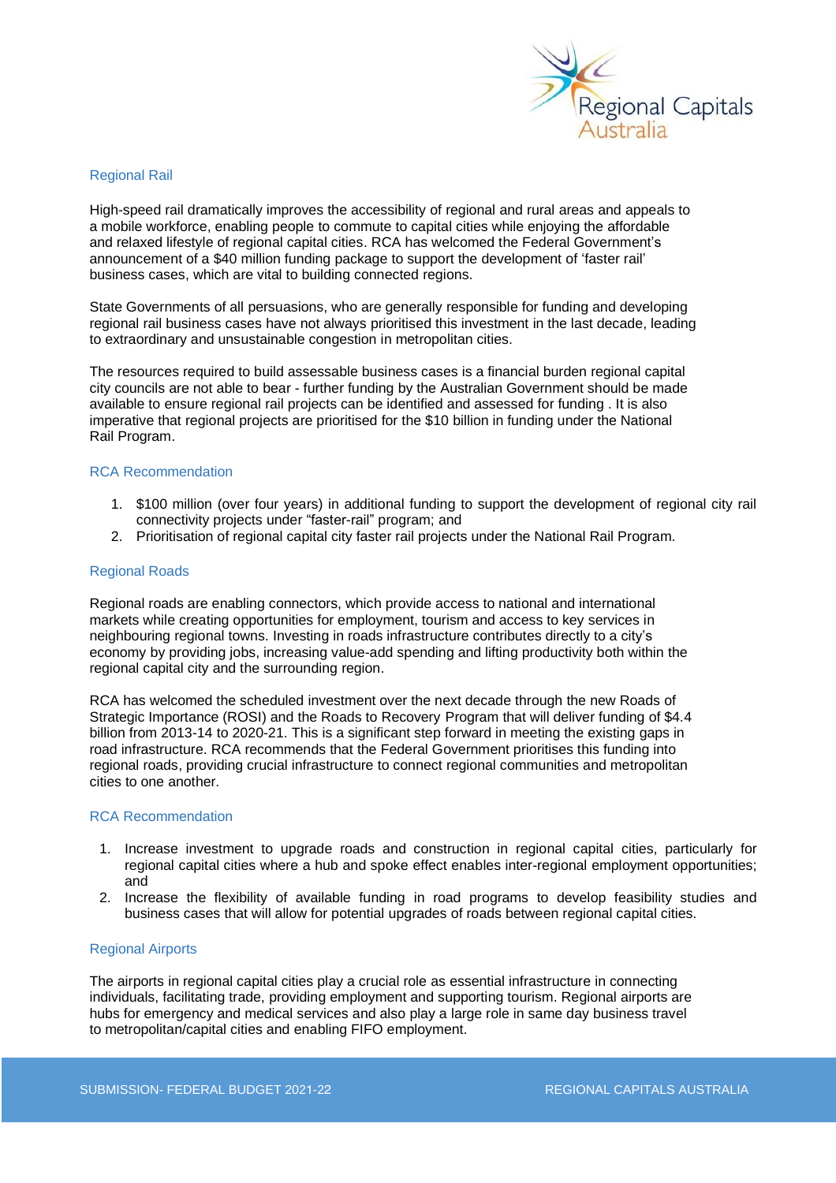## Regional Rail

High-speed rail dramatically improves the accessibility of regional and rural areas and appeals to a mobile workforce, enabling people to commute to capital cities while enjoying the affordable and relaxed lifestyle of regional capital cities. RCA has welcomed the Federal Government's announcement of a $40 million funding package to support the development of 'faster rail' business cases, which are vital to building connected regions.

State Governments of all persuasions, who are generally responsible for funding and developing regional rail business cases have not always prioritised this investment in the last decade, leading to extraordinary and unsustainable congestion in metropolitan cities.

The resources required to build assessable business cases is a financial burden regional capital city councils are not able to bear - further funding by the Australian Government should be made available to ensure regional rail projects can be identified and assessed for funding . It is also imperative that regional projects are prioritised for the $10 billion in funding under the National Rail Program.

### RCA Recommendation

1. $100 million (over four years) in additional funding to support the development of regional city rail connectivity projects under "faster-rail" program; and
2. Prioritisation of regional capital city faster rail projects under the National Rail Program.

## Regional Roads

Regional roads are enabling connectors, which provide access to national and international markets while creating opportunities for employment, tourism and access to key services in neighbouring regional towns. Investing in roads infrastructure contributes directly to a city's economy by providing jobs, increasing value-add spending and lifting productivity both within the regional capital city and the surrounding region.

RCA has welcomed the scheduled investment over the next decade through the new Roads of Strategic Importance (ROSI) and the Roads to Recovery Program that will deliver funding of $4.4 billion from 2013-14 to 2020-21. This is a significant step forward in meeting the existing gaps in road infrastructure. RCA recommends that the Federal Government prioritises this funding into regional roads, providing crucial infrastructure to connect regional communities and metropolitan cities to one another.

### RCA Recommendation

1. Increase investment to upgrade roads and construction in regional capital cities, particularly for regional capital cities where a hub and spoke effect enables inter-regional employment opportunities; and
2. Increase the flexibility of available funding in road programs to develop feasibility studies and business cases that will allow for potential upgrades of roads between regional capital cities.

## Regional Airports

The airports in regional capital cities play a crucial role as essential infrastructure in connecting individuals, facilitating trade, providing employment and supporting tourism. Regional airports are hubs for emergency and medical services and also play a large role in same day business travel to metropolitan/capital cities and enabling FIFO employment.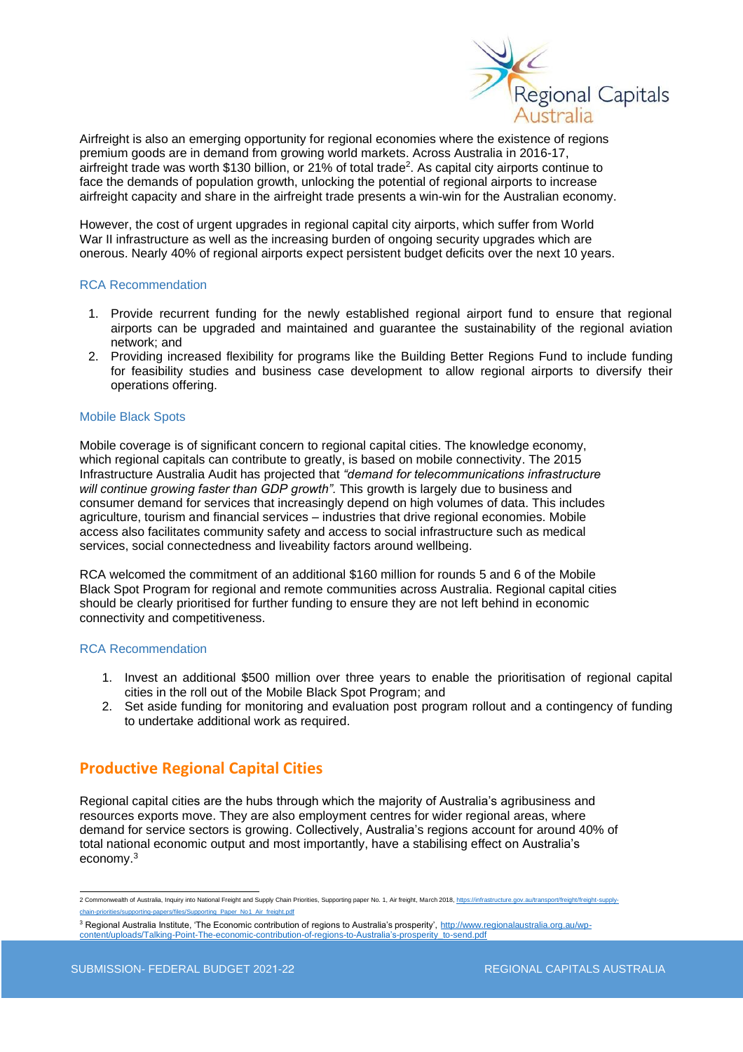Airfreight is also an emerging opportunity for regional economies where the existence of regions premium goods are in demand from growing world markets. Across Australia in 2016-17, airfreight trade was worth $130 billion, or 21% of total trade[2]. As capital city airports continue to face the demands of population growth, unlocking the potential of regional airports to increase airfreight capacity and share in the airfreight trade presents a win-win for the Australian economy.

However, the cost of urgent upgrades in regional capital city airports, which suffer from World War II infrastructure as well as the increasing burden of ongoing security upgrades which are onerous. Nearly 40% of regional airports expect persistent budget deficits over the next 10 years.

### RCA Recommendation

1. Provide recurrent funding for the newly established regional airport fund to ensure that regional airports can be upgraded and maintained and guarantee the sustainability of the regional aviation network; and
2. Providing increased flexibility for programs like the Building Better Regions Fund to include funding for feasibility studies and business case development to allow regional airports to diversify their operations offering.

### Mobile Black Spots

Mobile coverage is of significant concern to regional capital cities. The knowledge economy, which regional capitals can contribute to greatly, is based on mobile connectivity. The 2015 Infrastructure Australia Audit has projected that *"demand for telecommunications infrastructure will continue growing faster than GDP growth".* This growth is largely due to business and consumer demand for services that increasingly depend on high volumes of data. This includes agriculture, tourism and financial services – industries that drive regional economies. Mobile access also facilitates community safety and access to social infrastructure such as medical services, social connectedness and liveability factors around wellbeing.

RCA welcomed the commitment of an additional $160 million for rounds 5 and 6 of the Mobile Black Spot Program for regional and remote communities across Australia. Regional capital cities should be clearly prioritised for further funding to ensure they are not left behind in economic connectivity and competitiveness.

### RCA Recommendation

1. Invest an additional $500 million over three years to enable the prioritisation of regional capital cities in the roll out of the Mobile Black Spot Program; and
2. Set aside funding for monitoring and evaluation post program rollout and a contingency of funding to undertake additional work as required.

## Productive Regional Capital Cities

Regional capital cities are the hubs through which the majority of Australia's agribusiness and resources exports move. They are also employment centres for wider regional areas, where demand for service sectors is growing. Collectively, Australia's regions account for around 40% of total national economic output and most importantly, have a stabilising effect on Australia's economy.[3]

---

2 Commonwealth of Australia, Inquiry into National Freight and Supply Chain Priorities, Supporting paper No. 1, Air freight, March 2018, https://infrastructure.gov.au/transport/freight/freight-supply-chain-priorities/supporting-papers/files/Supporting_Paper_No1_Air_freight.pdf

3 Regional Australia Institute, 'The Economic contribution of regions to Australia's prosperity', http://www.regionalaustralia.org.au/wp-content/uploads/Talking-Point-The-economic-contribution-of-regions-to-Australia's-prosperity_to-send.pdf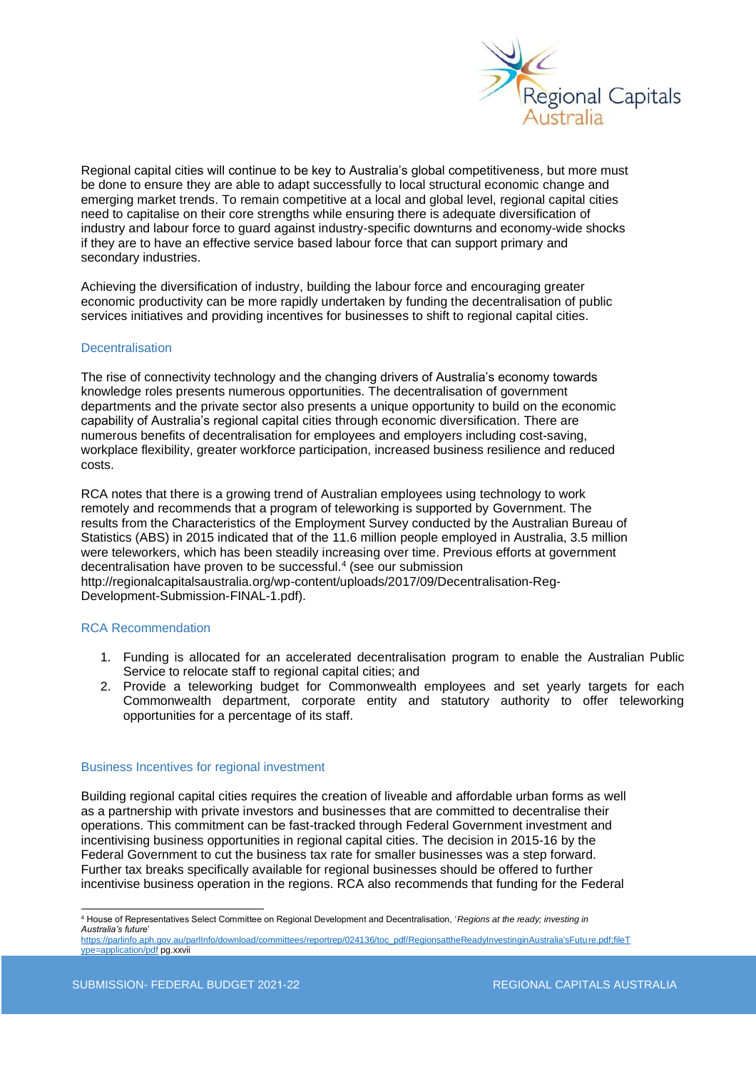Regional capital cities will continue to be key to Australia's global competitiveness, but more must be done to ensure they are able to adapt successfully to local structural economic change and emerging market trends. To remain competitive at a local and global level, regional capital cities need to capitalise on their core strengths while ensuring there is adequate diversification of industry and labour force to guard against industry-specific downturns and economy-wide shocks if they are to have an effective service based labour force that can support primary and secondary industries.

Achieving the diversification of industry, building the labour force and encouraging greater economic productivity can be more rapidly undertaken by funding the decentralisation of public services initiatives and providing incentives for businesses to shift to regional capital cities.

## Decentralisation

The rise of connectivity technology and the changing drivers of Australia's economy towards knowledge roles presents numerous opportunities. The decentralisation of government departments and the private sector also presents a unique opportunity to build on the economic capability of Australia's regional capital cities through economic diversification. There are numerous benefits of decentralisation for employees and employers including cost-saving, workplace flexibility, greater workforce participation, increased business resilience and reduced costs.

RCA notes that there is a growing trend of Australian employees using technology to work remotely and recommends that a program of teleworking is supported by Government. The results from the Characteristics of the Employment Survey conducted by the Australian Bureau of Statistics (ABS) in 2015 indicated that of the 11.6 million people employed in Australia, 3.5 million were teleworkers, which has been steadily increasing over time. Previous efforts at government decentralisation have proven to be successful.[4] (see our submission http://regionalcapitalsaustralia.org/wp-content/uploads/2017/09/Decentralisation-Reg-Development-Submission-FINAL-1.pdf).

## RCA Recommendation

1. Funding is allocated for an accelerated decentralisation program to enable the Australian Public Service to relocate staff to regional capital cities; and
2. Provide a teleworking budget for Commonwealth employees and set yearly targets for each Commonwealth department, corporate entity and statutory authority to offer teleworking opportunities for a percentage of its staff.

## Business Incentives for regional investment

Building regional capital cities requires the creation of liveable and affordable urban forms as well as a partnership with private investors and businesses that are committed to decentralise their operations. This commitment can be fast-tracked through Federal Government investment and incentivising business opportunities in regional capital cities. The decision in 2015-16 by the Federal Government to cut the business tax rate for smaller businesses was a step forward. Further tax breaks specifically available for regional businesses should be offered to further incentivise business operation in the regions. RCA also recommends that funding for the Federal

---

[4] House of Representatives Select Committee on Regional Development and Decentralisation, '*Regions at the ready; investing in Australia's future*' https://parlinfo.aph.gov.au/parlInfo/download/committees/reportrep/024136/toc_pdf/RegionsattheReadyInvestinginAustralia'sFuture.pdf;fileType=application/pdf pg.xxvii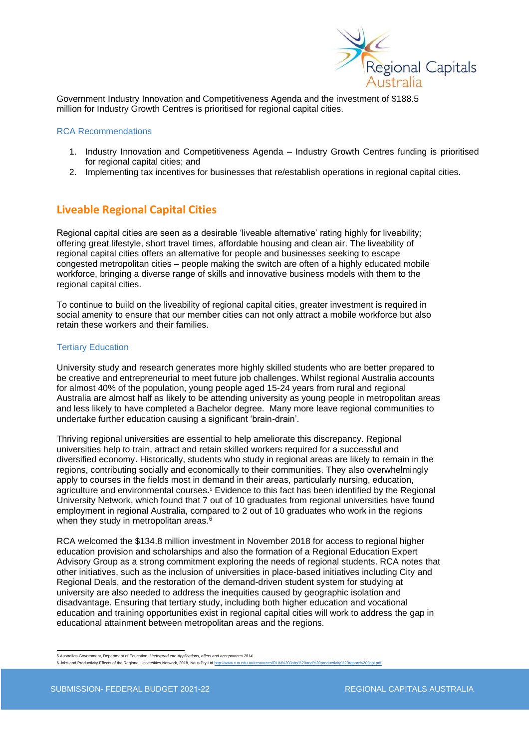Government Industry Innovation and Competitiveness Agenda and the investment of $188.5 million for Industry Growth Centres is prioritised for regional capital cities.

### RCA Recommendations

1. Industry Innovation and Competitiveness Agenda – Industry Growth Centres funding is prioritised for regional capital cities; and
2. Implementing tax incentives for businesses that re/establish operations in regional capital cities.

## Liveable Regional Capital Cities

Regional capital cities are seen as a desirable 'liveable alternative' rating highly for liveability; offering great lifestyle, short travel times, affordable housing and clean air. The liveability of regional capital cities offers an alternative for people and businesses seeking to escape congested metropolitan cities – people making the switch are often of a highly educated mobile workforce, bringing a diverse range of skills and innovative business models with them to the regional capital cities.

To continue to build on the liveability of regional capital cities, greater investment is required in social amenity to ensure that our member cities can not only attract a mobile workforce but also retain these workers and their families.

### Tertiary Education

University study and research generates more highly skilled students who are better prepared to be creative and entrepreneurial to meet future job challenges. Whilst regional Australia accounts for almost 40% of the population, young people aged 15-24 years from rural and regional Australia are almost half as likely to be attending university as young people in metropolitan areas and less likely to have completed a Bachelor degree. Many more leave regional communities to undertake further education causing a significant 'brain-drain'.

Thriving regional universities are essential to help ameliorate this discrepancy. Regional universities help to train, attract and retain skilled workers required for a successful and diversified economy. Historically, students who study in regional areas are likely to remain in the regions, contributing socially and economically to their communities. They also overwhelmingly apply to courses in the fields most in demand in their areas, particularly nursing, education, agriculture and environmental courses.[5] Evidence to this fact has been identified by the Regional University Network, which found that 7 out of 10 graduates from regional universities have found employment in regional Australia, compared to 2 out of 10 graduates who work in the regions when they study in metropolitan areas.[6]

RCA welcomed the $134.8 million investment in November 2018 for access to regional higher education provision and scholarships and also the formation of a Regional Education Expert Advisory Group as a strong commitment exploring the needs of regional students. RCA notes that other initiatives, such as the inclusion of universities in place-based initiatives including City and Regional Deals, and the restoration of the demand-driven student system for studying at university are also needed to address the inequities caused by geographic isolation and disadvantage. Ensuring that tertiary study, including both higher education and vocational education and training opportunities exist in regional capital cities will work to address the gap in educational attainment between metropolitan areas and the regions.

---

[5] Australian Government, Department of Education, *Undergraduate Applications, offers and acceptances 2014*

[6] Jobs and Productivity Effects of the Regional Universities Network, 2018, Nous Pty Ltd http://www.run.edu.au/resources/RUN%20Jobs%20and%20productivity%20report%20final.pdf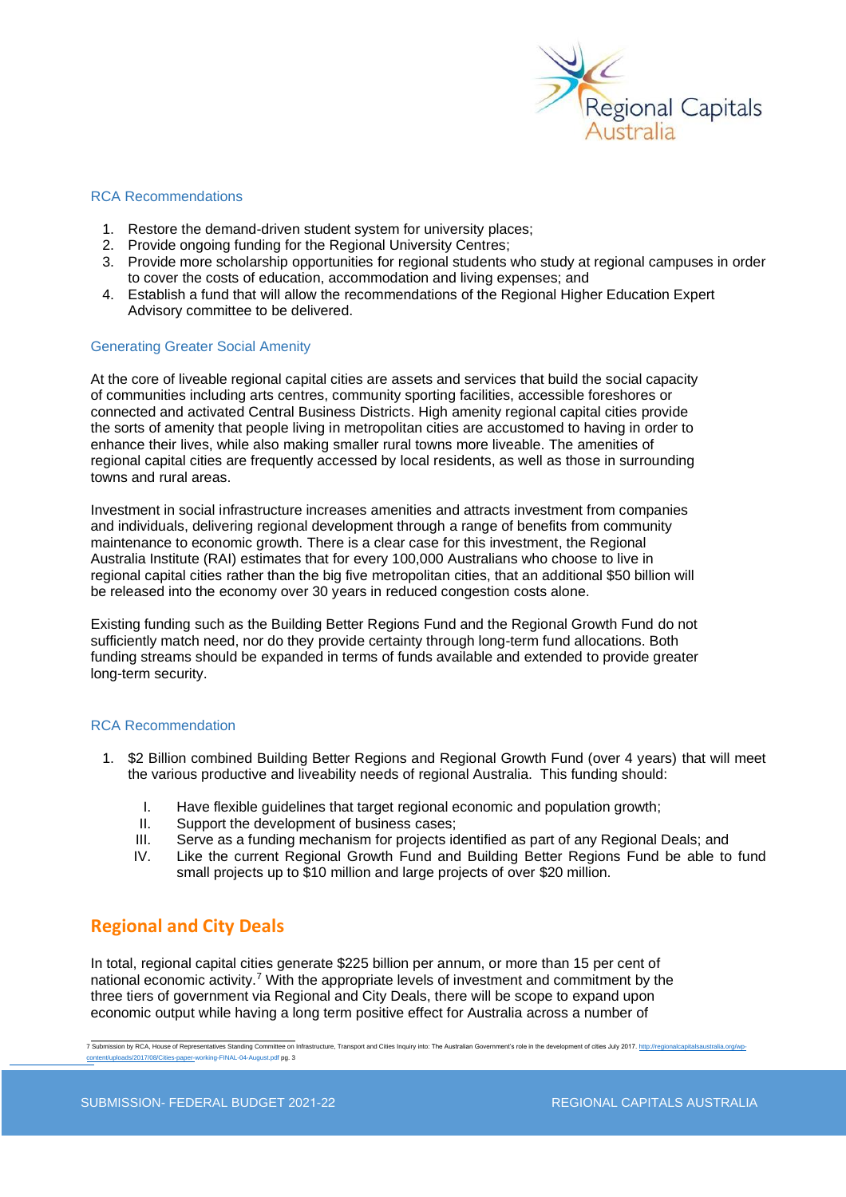### RCA Recommendations

1. Restore the demand-driven student system for university places;
2. Provide ongoing funding for the Regional University Centres;
3. Provide more scholarship opportunities for regional students who study at regional campuses in order to cover the costs of education, accommodation and living expenses; and
4. Establish a fund that will allow the recommendations of the Regional Higher Education Expert Advisory committee to be delivered.

### Generating Greater Social Amenity

At the core of liveable regional capital cities are assets and services that build the social capacity of communities including arts centres, community sporting facilities, accessible foreshores or connected and activated Central Business Districts. High amenity regional capital cities provide the sorts of amenity that people living in metropolitan cities are accustomed to having in order to enhance their lives, while also making smaller rural towns more liveable. The amenities of regional capital cities are frequently accessed by local residents, as well as those in surrounding towns and rural areas.

Investment in social infrastructure increases amenities and attracts investment from companies and individuals, delivering regional development through a range of benefits from community maintenance to economic growth. There is a clear case for this investment, the Regional Australia Institute (RAI) estimates that for every 100,000 Australians who choose to live in regional capital cities rather than the big five metropolitan cities, that an additional $50 billion will be released into the economy over 30 years in reduced congestion costs alone.

Existing funding such as the Building Better Regions Fund and the Regional Growth Fund do not sufficiently match need, nor do they provide certainty through long-term fund allocations. Both funding streams should be expanded in terms of funds available and extended to provide greater long-term security.

### RCA Recommendation

1. $2 Billion combined Building Better Regions and Regional Growth Fund (over 4 years) that will meet the various productive and liveability needs of regional Australia. This funding should:

   I. Have flexible guidelines that target regional economic and population growth;
   II. Support the development of business cases;
   III. Serve as a funding mechanism for projects identified as part of any Regional Deals; and
   IV. Like the current Regional Growth Fund and Building Better Regions Fund be able to fund small projects up to $10 million and large projects of over $20 million.

## Regional and City Deals

In total, regional capital cities generate $225 billion per annum, or more than 15 per cent of national economic activity.[7] With the appropriate levels of investment and commitment by the three tiers of government via Regional and City Deals, there will be scope to expand upon economic output while having a long term positive effect for Australia across a number of

---

7 Submission by RCA, House of Representatives Standing Committee on Infrastructure, Transport and Cities Inquiry into: The Australian Government's role in the development of cities July 2017. http://regionalcapitalsaustralia.org/wp-content/uploads/2017/08/Cities-paper-working-FINAL-04-August.pdf pg. 3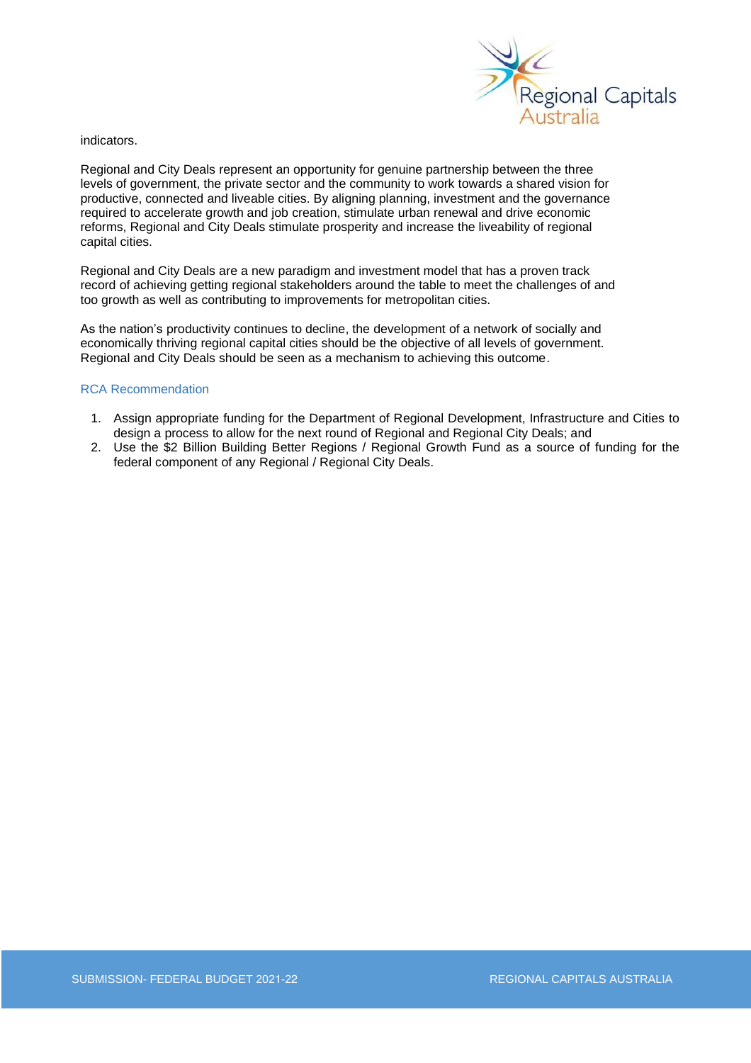indicators.

Regional and City Deals represent an opportunity for genuine partnership between the three levels of government, the private sector and the community to work towards a shared vision for productive, connected and liveable cities. By aligning planning, investment and the governance required to accelerate growth and job creation, stimulate urban renewal and drive economic reforms, Regional and City Deals stimulate prosperity and increase the liveability of regional capital cities.

Regional and City Deals are a new paradigm and investment model that has a proven track record of achieving getting regional stakeholders around the table to meet the challenges of and too growth as well as contributing to improvements for metropolitan cities.

As the nation's productivity continues to decline, the development of a network of socially and economically thriving regional capital cities should be the objective of all levels of government. Regional and City Deals should be seen as a mechanism to achieving this outcome.

### RCA Recommendation

1. Assign appropriate funding for the Department of Regional Development, Infrastructure and Cities to design a process to allow for the next round of Regional and Regional City Deals; and
2. Use the $2 Billion Building Better Regions / Regional Growth Fund as a source of funding for the federal component of any Regional / Regional City Deals.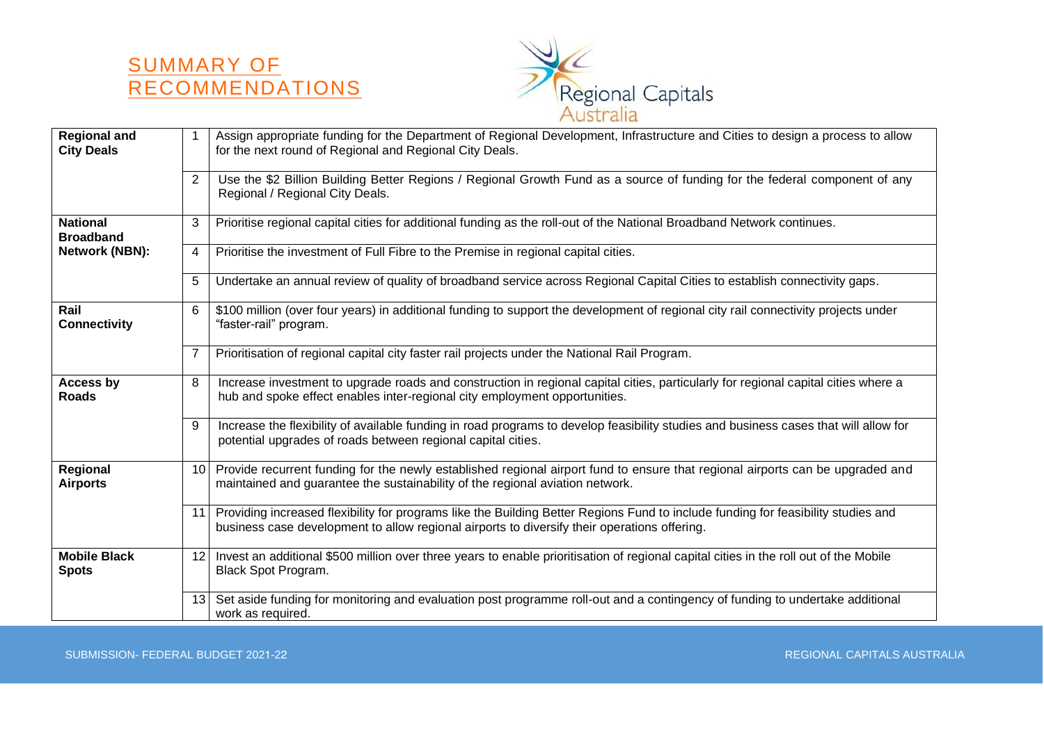# SUMMARY OF RECOMMENDATIONS

| | | |
|---|---|---|
| **Regional and City Deals** | 1 | Assign appropriate funding for the Department of Regional Development, Infrastructure and Cities to design a process to allow for the next round of Regional and Regional City Deals. |
| | 2 | Use the $2 Billion Building Better Regions / Regional Growth Fund as a source of funding for the federal component of any Regional / Regional City Deals. |
| **National Broadband Network (NBN):** | 3 | Prioritise regional capital cities for additional funding as the roll-out of the National Broadband Network continues. |
| | 4 | Prioritise the investment of Full Fibre to the Premise in regional capital cities. |
| | 5 | Undertake an annual review of quality of broadband service across Regional Capital Cities to establish connectivity gaps. |
| **Rail Connectivity** | 6 | $100 million (over four years) in additional funding to support the development of regional city rail connectivity projects under "faster-rail" program. |
| | 7 | Prioritisation of regional capital city faster rail projects under the National Rail Program. |
| **Access by Roads** | 8 | Increase investment to upgrade roads and construction in regional capital cities, particularly for regional capital cities where a hub and spoke effect enables inter-regional city employment opportunities. |
| | 9 | Increase the flexibility of available funding in road programs to develop feasibility studies and business cases that will allow for potential upgrades of roads between regional capital cities. |
| **Regional Airports** | 10 | Provide recurrent funding for the newly established regional airport fund to ensure that regional airports can be upgraded and maintained and guarantee the sustainability of the regional aviation network. |
| | 11 | Providing increased flexibility for programs like the Building Better Regions Fund to include funding for feasibility studies and business case development to allow regional airports to diversify their operations offering. |
| **Mobile Black Spots** | 12 | Invest an additional $500 million over three years to enable prioritisation of regional capital cities in the roll out of the Mobile Black Spot Program. |
| | 13 | Set aside funding for monitoring and evaluation post programme roll-out and a contingency of funding to undertake additional work as required. |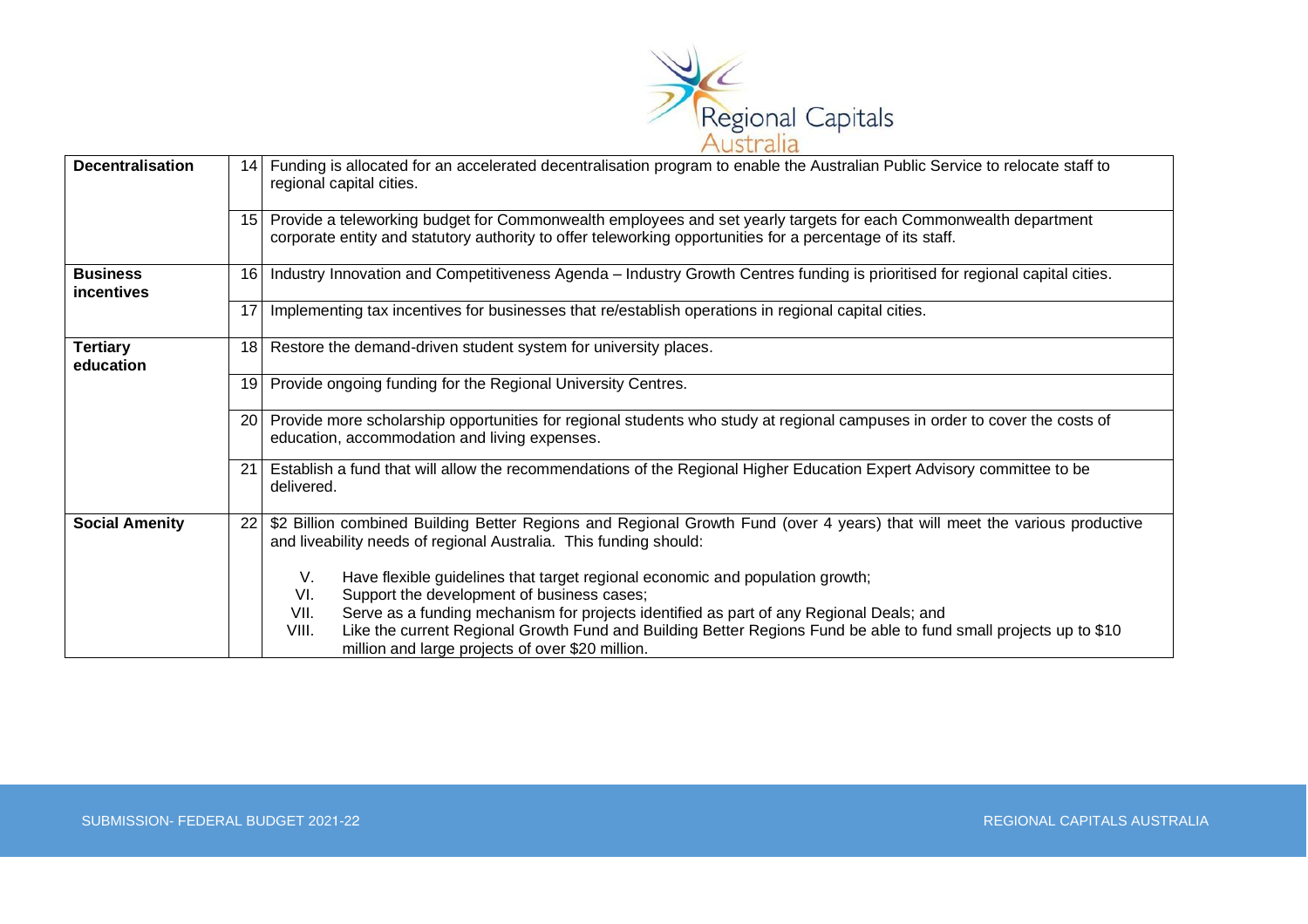| | | |
|---|---|---|
| **Decentralisation** | 14 | Funding is allocated for an accelerated decentralisation program to enable the Australian Public Service to relocate staff to regional capital cities. |
| | 15 | Provide a teleworking budget for Commonwealth employees and set yearly targets for each Commonwealth department corporate entity and statutory authority to offer teleworking opportunities for a percentage of its staff. |
| **Business incentives** | 16 | Industry Innovation and Competitiveness Agenda – Industry Growth Centres funding is prioritised for regional capital cities. |
| | 17 | Implementing tax incentives for businesses that re/establish operations in regional capital cities. |
| **Tertiary education** | 18 | Restore the demand-driven student system for university places. |
| | 19 | Provide ongoing funding for the Regional University Centres. |
| | 20 | Provide more scholarship opportunities for regional students who study at regional campuses in order to cover the costs of education, accommodation and living expenses. |
| | 21 | Establish a fund that will allow the recommendations of the Regional Higher Education Expert Advisory committee to be delivered. |
| **Social Amenity** | 22 | $2 Billion combined Building Better Regions and Regional Growth Fund (over 4 years) that will meet the various productive and liveability needs of regional Australia. This funding should:<br><br>V. Have flexible guidelines that target regional economic and population growth;<br>VI. Support the development of business cases;<br>VII. Serve as a funding mechanism for projects identified as part of any Regional Deals; and<br>VIII. Like the current Regional Growth Fund and Building Better Regions Fund be able to fund small projects up to $10 million and large projects of over $20 million. |